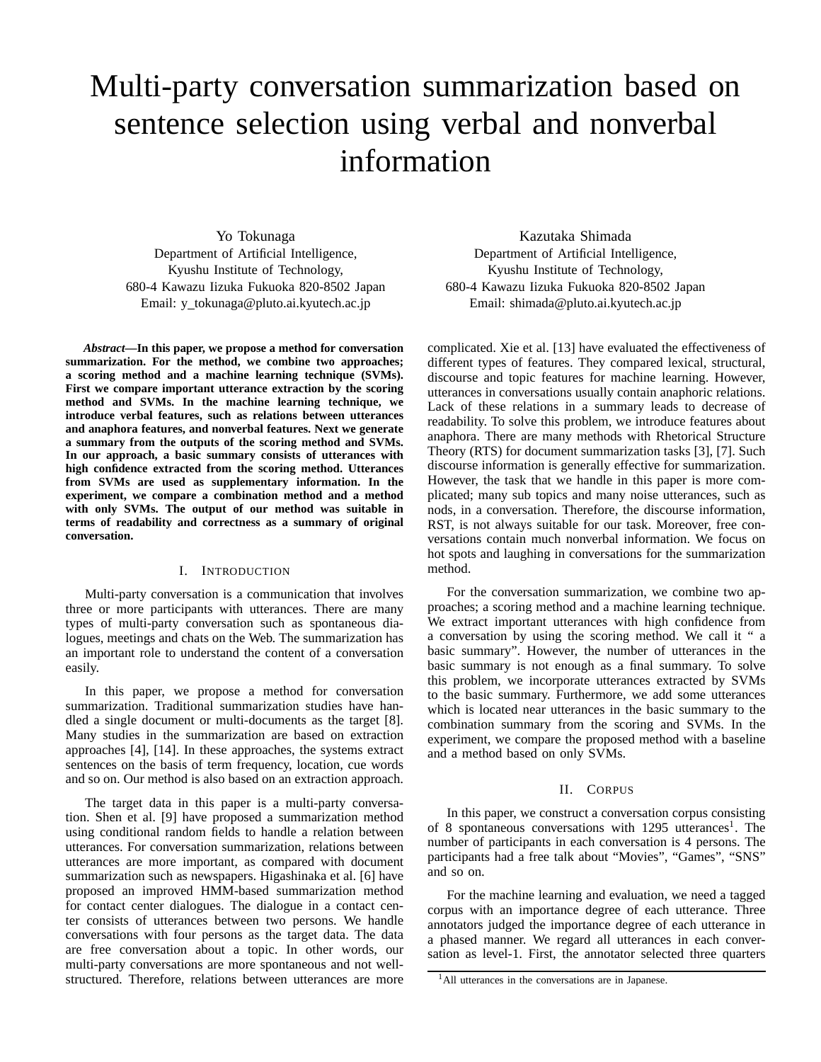# Multi-party conversation summarization based on sentence selection using verbal and nonverbal information

Yo Tokunaga
Department of Artificial Intelligence,
Kyushu Institute of Technology,
680-4 Kawazu Iizuka Fukuoka 820-8502 Japan
Email: y_tokunaga@pluto.ai.kyutech.ac.jp

Kazutaka Shimada
Department of Artificial Intelligence,
Kyushu Institute of Technology,
680-4 Kawazu Iizuka Fukuoka 820-8502 Japan
Email: shimada@pluto.ai.kyutech.ac.jp

***Abstract*—In this paper, we propose a method for conversation summarization. For the method, we combine two approaches; a scoring method and a machine learning technique (SVMs). First we compare important utterance extraction by the scoring method and SVMs. In the machine learning technique, we introduce verbal features, such as relations between utterances and anaphora features, and nonverbal features. Next we generate a summary from the outputs of the scoring method and SVMs. In our approach, a basic summary consists of utterances with high confidence extracted from the scoring method. Utterances from SVMs are used as supplementary information. In the experiment, we compare a combination method and a method with only SVMs. The output of our method was suitable in terms of readability and correctness as a summary of original conversation.**

## I. Introduction

Multi-party conversation is a communication that involves three or more participants with utterances. There are many types of multi-party conversation such as spontaneous dialogues, meetings and chats on the Web. The summarization has an important role to understand the content of a conversation easily.

In this paper, we propose a method for conversation summarization. Traditional summarization studies have handled a single document or multi-documents as the target [8]. Many studies in the summarization are based on extraction approaches [4], [14]. In these approaches, the systems extract sentences on the basis of term frequency, location, cue words and so on. Our method is also based on an extraction approach.

The target data in this paper is a multi-party conversation. Shen et al. [9] have proposed a summarization method using conditional random fields to handle a relation between utterances. For conversation summarization, relations between utterances are more important, as compared with document summarization such as newspapers. Higashinaka et al. [6] have proposed an improved HMM-based summarization method for contact center dialogues. The dialogue in a contact center consists of utterances between two persons. We handle conversations with four persons as the target data. The data are free conversation about a topic. In other words, our multi-party conversations are more spontaneous and not well-structured. Therefore, relations between utterances are more complicated. Xie et al. [13] have evaluated the effectiveness of different types of features. They compared lexical, structural, discourse and topic features for machine learning. However, utterances in conversations usually contain anaphoric relations. Lack of these relations in a summary leads to decrease of readability. To solve this problem, we introduce features about anaphora. There are many methods with Rhetorical Structure Theory (RTS) for document summarization tasks [3], [7]. Such discourse information is generally effective for summarization. However, the task that we handle in this paper is more complicated; many sub topics and many noise utterances, such as nods, in a conversation. Therefore, the discourse information, RST, is not always suitable for our task. Moreover, free conversations contain much nonverbal information. We focus on hot spots and laughing in conversations for the summarization method.

For the conversation summarization, we combine two approaches; a scoring method and a machine learning technique. We extract important utterances with high confidence from a conversation by using the scoring method. We call it " a basic summary". However, the number of utterances in the basic summary is not enough as a final summary. To solve this problem, we incorporate utterances extracted by SVMs to the basic summary. Furthermore, we add some utterances which is located near utterances in the basic summary to the combination summary from the scoring and SVMs. In the experiment, we compare the proposed method with a baseline and a method based on only SVMs.

## II. Corpus

In this paper, we construct a conversation corpus consisting of 8 spontaneous conversations with 1295 utterances[1]. The number of participants in each conversation is 4 persons. The participants had a free talk about "Movies", "Games", "SNS" and so on.

For the machine learning and evaluation, we need a tagged corpus with an importance degree of each utterance. Three annotators judged the importance degree of each utterance in a phased manner. We regard all utterances in each conversation as level-1. First, the annotator selected three quarters

[1] All utterances in the conversations are in Japanese.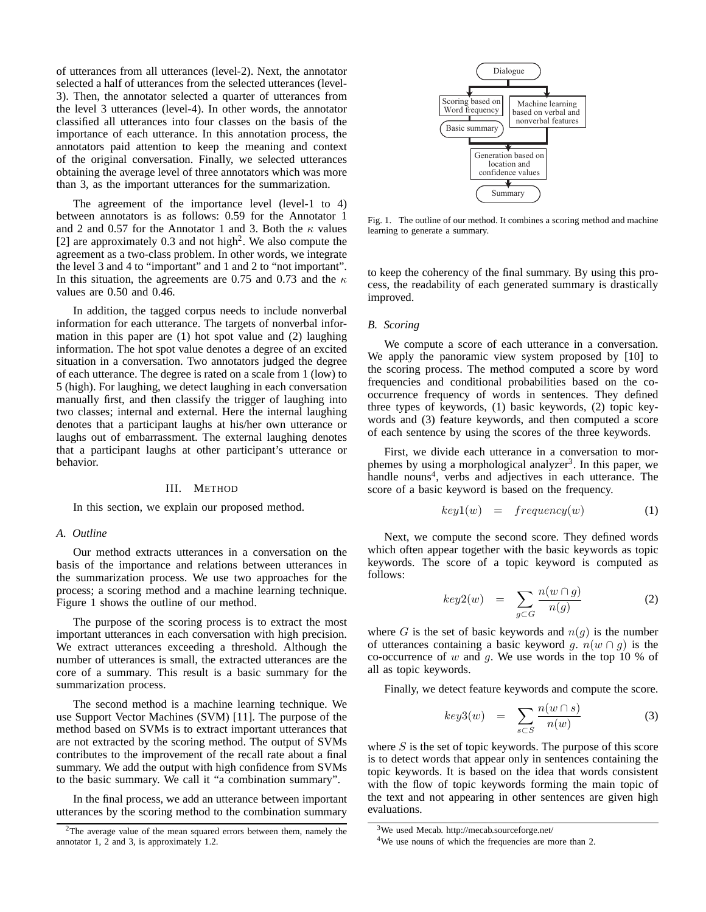of utterances from all utterances (level-2). Next, the annotator selected a half of utterances from the selected utterances (level-3). Then, the annotator selected a quarter of utterances from the level 3 utterances (level-4). In other words, the annotator classified all utterances into four classes on the basis of the importance of each utterance. In this annotation process, the annotators paid attention to keep the meaning and context of the original conversation. Finally, we selected utterances obtaining the average level of three annotators which was more than 3, as the important utterances for the summarization.

The agreement of the importance level (level-1 to 4) between annotators is as follows: 0.59 for the Annotator 1 and 2 and 0.57 for the Annotator 1 and 3. Both the $\kappa$ values [2] are approximately 0.3 and not high[2]. We also compute the agreement as a two-class problem. In other words, we integrate the level 3 and 4 to "important" and 1 and 2 to "not important". In this situation, the agreements are 0.75 and 0.73 and the $\kappa$ values are 0.50 and 0.46.

In addition, the tagged corpus needs to include nonverbal information for each utterance. The targets of nonverbal information in this paper are (1) hot spot value and (2) laughing information. The hot spot value denotes a degree of an excited situation in a conversation. Two annotators judged the degree of each utterance. The degree is rated on a scale from 1 (low) to 5 (high). For laughing, we detect laughing in each conversation manually first, and then classify the trigger of laughing into two classes; internal and external. Here the internal laughing denotes that a participant laughs at his/her own utterance or laughs out of embarrassment. The external laughing denotes that a participant laughs at other participant's utterance or behavior.

## III. Method

In this section, we explain our proposed method.

### A. Outline

Our method extracts utterances in a conversation on the basis of the importance and relations between utterances in the summarization process. We use two approaches for the process; a scoring method and a machine learning technique. Figure 1 shows the outline of our method.

The purpose of the scoring process is to extract the most important utterances in each conversation with high precision. We extract utterances exceeding a threshold. Although the number of utterances is small, the extracted utterances are the core of a summary. This result is a basic summary for the summarization process.

The second method is a machine learning technique. We use Support Vector Machines (SVM) [11]. The purpose of the method based on SVMs is to extract important utterances that are not extracted by the scoring method. The output of SVMs contributes to the improvement of the recall rate about a final summary. We add the output with high confidence from SVMs to the basic summary. We call it "a combination summary".

In the final process, we add an utterance between important utterances by the scoring method to the combination summary to keep the coherency of the final summary. By using this process, the readability of each generated summary is drastically improved.

Dialogue → Scoring based on Word frequency → Basic summary; Dialogue → Machine learning based on verbal and nonverbal features; → Generation based on location and confidence values → Summary

Fig. 1. The outline of our method. It combines a scoring method and machine learning to generate a summary.

### B. Scoring

We compute a score of each utterance in a conversation. We apply the panoramic view system proposed by [10] to the scoring process. The method computed a score by word frequencies and conditional probabilities based on the co-occurrence frequency of words in sentences. They defined three types of keywords, (1) basic keywords, (2) topic keywords and (3) feature keywords, and then computed a score of each sentence by using the scores of the three keywords.

First, we divide each utterance in a conversation to morphemes by using a morphological analyzer[3]. In this paper, we handle nouns[4], verbs and adjectives in each utterance. The score of a basic keyword is based on the frequency.

$$key1(w) \quad = \quad frequency(w) \tag{1}$$

Next, we compute the second score. They defined words which often appear together with the basic keywords as topic keywords. The score of a topic keyword is computed as follows:

$$key2(w) \quad = \quad \sum_{g \subset G} \frac{n(w \cap g)}{n(g)} \tag{2}$$

where $G$ is the set of basic keywords and $n(g)$ is the number of utterances containing a basic keyword $g$. $n(w \cap g)$ is the co-occurrence of $w$ and $g$. We use words in the top 10 % of all as topic keywords.

Finally, we detect feature keywords and compute the score.

$$key3(w) \quad = \quad \sum_{s \subset S} \frac{n(w \cap s)}{n(w)} \tag{3}$$

where $S$ is the set of topic keywords. The purpose of this score is to detect words that appear only in sentences containing the topic keywords. It is based on the idea that words consistent with the flow of topic keywords forming the main topic of the text and not appearing in other sentences are given high evaluations.

[2] The average value of the mean squared errors between them, namely the annotator 1, 2 and 3, is approximately 1.2.

[3] We used Mecab. http://mecab.sourceforge.net/

[4] We use nouns of which the frequencies are more than 2.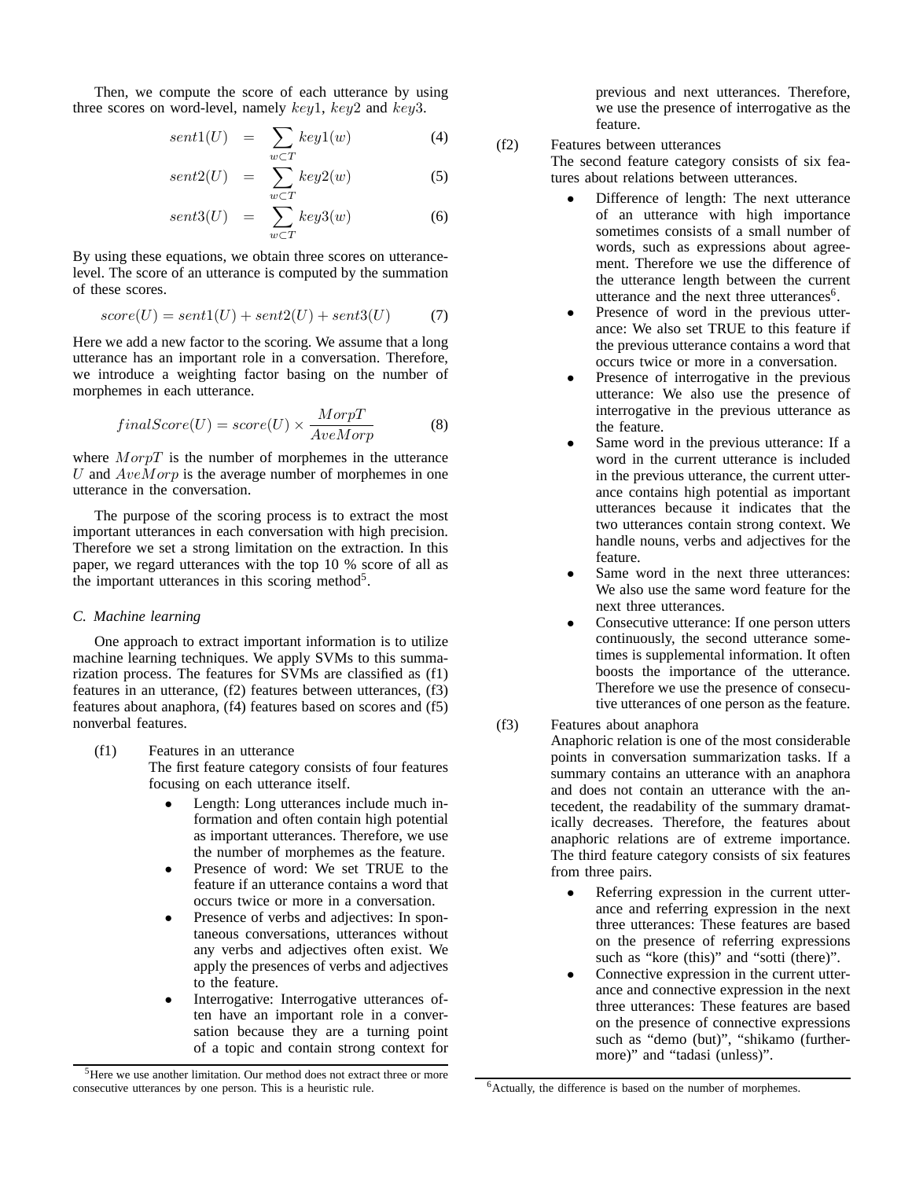Then, we compute the score of each utterance by using three scores on word-level, namely $key1$, $key2$ and $key3$.

$$sent1(U) = \sum_{w \subset T} key1(w) \tag{4}$$

$$sent2(U) = \sum_{w \subset T} key2(w) \tag{5}$$

$$sent3(U) = \sum_{w \subset T} key3(w) \tag{6}$$

By using these equations, we obtain three scores on utterance-level. The score of an utterance is computed by the summation of these scores.

$$score(U) = sent1(U) + sent2(U) + sent3(U) \tag{7}$$

Here we add a new factor to the scoring. We assume that a long utterance has an important role in a conversation. Therefore, we introduce a weighting factor basing on the number of morphemes in each utterance.

$$finalScore(U) = score(U) \times \frac{MorpT}{AveMorp} \tag{8}$$

where $MorpT$ is the number of morphemes in the utterance $U$ and $AveMorp$ is the average number of morphemes in one utterance in the conversation.

The purpose of the scoring process is to extract the most important utterances in each conversation with high precision. Therefore we set a strong limitation on the extraction. In this paper, we regard utterances with the top 10 % score of all as the important utterances in this scoring method[5].

### C. Machine learning

One approach to extract important information is to utilize machine learning techniques. We apply SVMs to this summarization process. The features for SVMs are classified as (f1) features in an utterance, (f2) features between utterances, (f3) features about anaphora, (f4) features based on scores and (f5) nonverbal features.

(f1) Features in an utterance

The first feature category consists of four features focusing on each utterance itself.

- Length: Long utterances include much information and often contain high potential as important utterances. Therefore, we use the number of morphemes as the feature.
- Presence of word: We set TRUE to the feature if an utterance contains a word that occurs twice or more in a conversation.
- Presence of verbs and adjectives: In spontaneous conversations, utterances without any verbs and adjectives often exist. We apply the presences of verbs and adjectives to the feature.
- Interrogative: Interrogative utterances often have an important role in a conversation because they are a turning point of a topic and contain strong context for previous and next utterances. Therefore, we use the presence of interrogative as the feature.

(f2) Features between utterances

The second feature category consists of six features about relations between utterances.

- Difference of length: The next utterance of an utterance with high importance sometimes consists of a small number of words, such as expressions about agreement. Therefore we use the difference of the utterance length between the current utterance and the next three utterances[6].
- Presence of word in the previous utterance: We also set TRUE to this feature if the previous utterance contains a word that occurs twice or more in a conversation.
- Presence of interrogative in the previous utterance: We also use the presence of interrogative in the previous utterance as the feature.
- Same word in the previous utterance: If a word in the current utterance is included in the previous utterance, the current utterance contains high potential as important utterances because it indicates that the two utterances contain strong context. We handle nouns, verbs and adjectives for the feature.
- Same word in the next three utterances: We also use the same word feature for the next three utterances.
- Consecutive utterance: If one person utters continuously, the second utterance sometimes is supplemental information. It often boosts the importance of the utterance. Therefore we use the presence of consecutive utterances of one person as the feature.

(f3) Features about anaphora

Anaphoric relation is one of the most considerable points in conversation summarization tasks. If a summary contains an utterance with an anaphora and does not contain an utterance with the antecedent, the readability of the summary dramatically decreases. Therefore, the features about anaphoric relations are of extreme importance. The third feature category consists of six features from three pairs.

- Referring expression in the current utterance and referring expression in the next three utterances: These features are based on the presence of referring expressions such as "kore (this)" and "sotti (there)".
- Connective expression in the current utterance and connective expression in the next three utterances: These features are based on the presence of connective expressions such as "demo (but)", "shikamo (furthermore)" and "tadasi (unless)".

[5]Here we use another limitation. Our method does not extract three or more consecutive utterances by one person. This is a heuristic rule.

[6]Actually, the difference is based on the number of morphemes.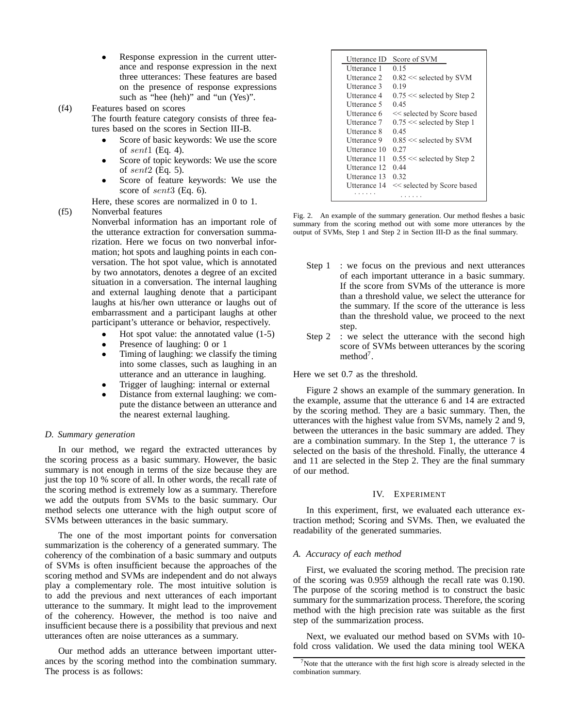- Response expression in the current utterance and response expression in the next three utterances: These features are based on the presence of response expressions such as "hee (heh)" and "un (Yes)".

(f4) Features based on scores
The fourth feature category consists of three features based on the scores in Section III-B.

- Score of basic keywords: We use the score of $sent1$ (Eq. 4).
- Score of topic keywords: We use the score of $sent2$ (Eq. 5).
- Score of feature keywords: We use the score of $sent3$ (Eq. 6).

Here, these scores are normalized in 0 to 1.

(f5) Nonverbal features
Nonverbal information has an important role of the utterance extraction for conversation summarization. Here we focus on two nonverbal information; hot spots and laughing points in each conversation. The hot spot value, which is annotated by two annotators, denotes a degree of an excited situation in a conversation. The internal laughing and external laughing denote that a participant laughs at his/her own utterance or laughs out of embarrassment and a participant laughs at other participant's utterance or behavior, respectively.

- Hot spot value: the annotated value (1-5)
- Presence of laughing: 0 or 1
- Timing of laughing: we classify the timing into some classes, such as laughing in an utterance and an utterance in laughing.
- Trigger of laughing: internal or external
- Distance from external laughing: we compute the distance between an utterance and the nearest external laughing.

### D. Summary generation

In our method, we regard the extracted utterances by the scoring process as a basic summary. However, the basic summary is not enough in terms of the size because they are just the top 10 % score of all. In other words, the recall rate of the scoring method is extremely low as a summary. Therefore we add the outputs from SVMs to the basic summary. Our method selects one utterance with the high output score of SVMs between utterances in the basic summary.

The one of the most important points for conversation summarization is the coherency of a generated summary. The coherency of the combination of a basic summary and outputs of SVMs is often insufficient because the approaches of the scoring method and SVMs are independent and do not always play a complementary role. The most intuitive solution is to add the previous and next utterances of each important utterance to the summary. It might lead to the improvement of the coherency. However, the method is too naive and insufficient because there is a possibility that previous and next utterances often are noise utterances as a summary.

Our method adds an utterance between important utterances by the scoring method into the combination summary. The process is as follows:

| Utterance ID | Score of SVM |
|---|---|
| Utterance 1 | 0.15 |
| Utterance 2 | 0.82 << selected by SVM |
| Utterance 3 | 0.19 |
| Utterance 4 | 0.75 << selected by Step 2 |
| Utterance 5 | 0.45 |
| Utterance 6 | << selected by Score based |
| Utterance 7 | 0.75 << selected by Step 1 |
| Utterance 8 | 0.45 |
| Utterance 9 | 0.85 << selected by SVM |
| Utterance 10 | 0.27 |
| Utterance 11 | 0.55 << selected by Step 2 |
| Utterance 12 | 0.44 |
| Utterance 13 | 0.32 |
| Utterance 14 | << selected by Score based |
| ...... | ...... |

Fig. 2. An example of the summary generation. Our method fleshes a basic summary from the scoring method out with some more utterances by the output of SVMs, Step 1 and Step 2 in Section III-D as the final summary.

Step 1 : we focus on the previous and next utterances of each important utterance in a basic summary. If the score from SVMs of the utterance is more than a threshold value, we select the utterance for the summary. If the score of the utterance is less than the threshold value, we proceed to the next step.

Step 2 : we select the utterance with the second high score of SVMs between utterances by the scoring method[7].

Here we set 0.7 as the threshold.

Figure 2 shows an example of the summary generation. In the example, assume that the utterance 6 and 14 are extracted by the scoring method. They are a basic summary. Then, the utterances with the highest value from SVMs, namely 2 and 9, between the utterances in the basic summary are added. They are a combination summary. In the Step 1, the utterance 7 is selected on the basis of the threshold. Finally, the utterance 4 and 11 are selected in the Step 2. They are the final summary of our method.

## IV. Experiment

In this experiment, first, we evaluated each utterance extraction method; Scoring and SVMs. Then, we evaluated the readability of the generated summaries.

### A. Accuracy of each method

First, we evaluated the scoring method. The precision rate of the scoring was 0.959 although the recall rate was 0.190. The purpose of the scoring method is to construct the basic summary for the summarization process. Therefore, the scoring method with the high precision rate was suitable as the first step of the summarization process.

Next, we evaluated our method based on SVMs with 10-fold cross validation. We used the data mining tool WEKA

[7] Note that the utterance with the first high score is already selected in the combination summary.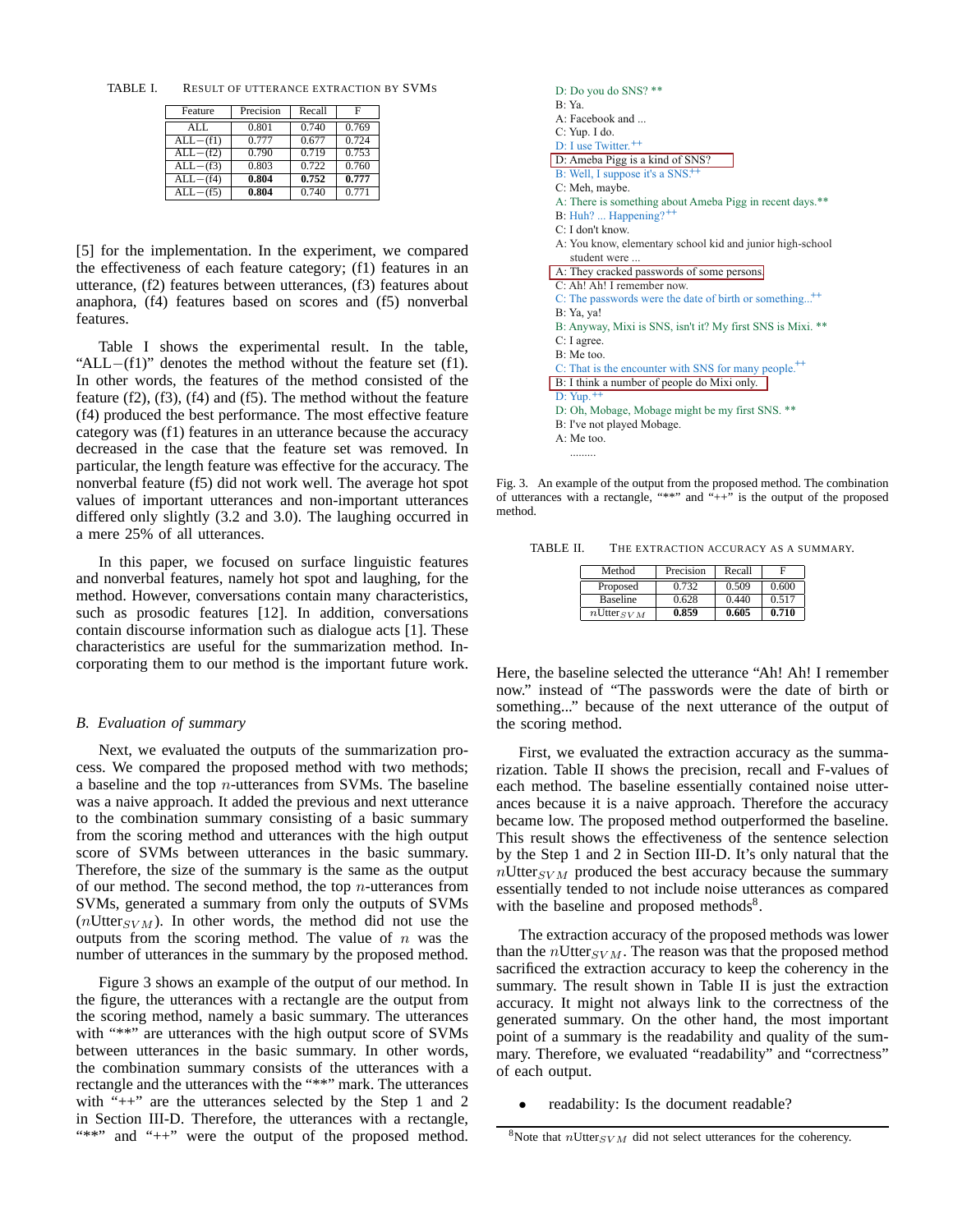TABLE I. Result of utterance extraction by SVMs

| Feature | Precision | Recall | F |
|---|---|---|---|
| ALL | 0.801 | 0.740 | 0.769 |
| ALL−(f1) | 0.777 | 0.677 | 0.724 |
| ALL−(f2) | 0.790 | 0.719 | 0.753 |
| ALL−(f3) | 0.803 | 0.722 | 0.760 |
| ALL−(f4) | **0.804** | **0.752** | **0.777** |
| ALL−(f5) | **0.804** | 0.740 | 0.771 |

[5] for the implementation. In the experiment, we compared the effectiveness of each feature category; (f1) features in an utterance, (f2) features between utterances, (f3) features about anaphora, (f4) features based on scores and (f5) nonverbal features.

Table I shows the experimental result. In the table, "ALL−(f1)" denotes the method without the feature set (f1). In other words, the features of the method consisted of the feature (f2), (f3), (f4) and (f5). The method without the feature (f4) produced the best performance. The most effective feature category was (f1) features in an utterance because the accuracy decreased in the case that the feature set was removed. In particular, the length feature was effective for the accuracy. The nonverbal feature (f5) did not work well. The average hot spot values of important utterances and non-important utterances differed only slightly (3.2 and 3.0). The laughing occurred in a mere 25% of all utterances.

In this paper, we focused on surface linguistic features and nonverbal features, namely hot spot and laughing, for the method. However, conversations contain many characteristics, such as prosodic features [12]. In addition, conversations contain discourse information such as dialogue acts [1]. These characteristics are useful for the summarization method. Incorporating them to our method is the important future work.

### *B. Evaluation of summary*

Next, we evaluated the outputs of the summarization process. We compared the proposed method with two methods; a baseline and the top $n$-utterances from SVMs. The baseline was a naive approach. It added the previous and next utterance to the combination summary consisting of a basic summary from the scoring method and utterances with the high output score of SVMs between utterances in the basic summary. Therefore, the size of the summary is the same as the output of our method. The second method, the top $n$-utterances from SVMs, generated a summary from only the outputs of SVMs ($n$Utter$_{SVM}$). In other words, the method did not use the outputs from the scoring method. The value of $n$ was the number of utterances in the summary by the proposed method.

Figure 3 shows an example of the output of our method. In the figure, the utterances with a rectangle are the output from the scoring method, namely a basic summary. The utterances with "**" are utterances with the high output score of SVMs between utterances in the basic summary. In other words, the combination summary consists of the utterances with a rectangle and the utterances with the "**" mark. The utterances with "++" are the utterances selected by the Step 1 and 2 in Section III-D. Therefore, the utterances with a rectangle, "**" and "++" were the output of the proposed method.

D: Do you do SNS? **
B: Ya.
A: Facebook and ...
C: Yup. I do.
D: I use Twitter.++
D: Ameba Pigg is a kind of SNS?
B: Well, I suppose it's a SNS.++
C: Meh, maybe.
A: There is something about Ameba Pigg in recent days.**
B: Huh? ... Happening?++
C: I don't know.
A: You know, elementary school kid and junior high-school student were ...
A: They cracked passwords of some persons
C: Ah! Ah! I remember now.
C: The passwords were the date of birth or something...++
B: Ya, ya!
B: Anyway, Mixi is SNS, isn't it? My first SNS is Mixi. **
C: I agree.
B: Me too.
C: That is the encounter with SNS for many people.++
B: I think a number of people do Mixi only.
D: Yup.++
D: Oh, Mobage, Mobage might be my first SNS. **
B: I've not played Mobage.
A: Me too.
.........

Fig. 3. An example of the output from the proposed method. The combination of utterances with a rectangle, "**" and "++" is the output of the proposed method.

TABLE II. The extraction accuracy as a summary.

| Method | Precision | Recall | F |
|---|---|---|---|
| Proposed | 0.732 | 0.509 | 0.600 |
| Baseline | 0.628 | 0.440 | 0.517 |
| $n$Utter$_{SVM}$ | **0.859** | **0.605** | **0.710** |

Here, the baseline selected the utterance "Ah! Ah! I remember now." instead of "The passwords were the date of birth or something..." because of the next utterance of the output of the scoring method.

First, we evaluated the extraction accuracy as the summarization. Table II shows the precision, recall and F-values of each method. The baseline essentially contained noise utterances because it is a naive approach. Therefore the accuracy became low. The proposed method outperformed the baseline. This result shows the effectiveness of the sentence selection by the Step 1 and 2 in Section III-D. It's only natural that the $n$Utter$_{SVM}$ produced the best accuracy because the summary essentially tended to not include noise utterances as compared with the baseline and proposed methods[8].

The extraction accuracy of the proposed methods was lower than the $n$Utter$_{SVM}$. The reason was that the proposed method sacrificed the extraction accuracy to keep the coherency in the summary. The result shown in Table II is just the extraction accuracy. It might not always link to the correctness of the generated summary. On the other hand, the most important point of a summary is the readability and quality of the summary. Therefore, we evaluated "readability" and "correctness" of each output.

- readability: Is the document readable?

[8]Note that $n$Utter$_{SVM}$ did not select utterances for the coherency.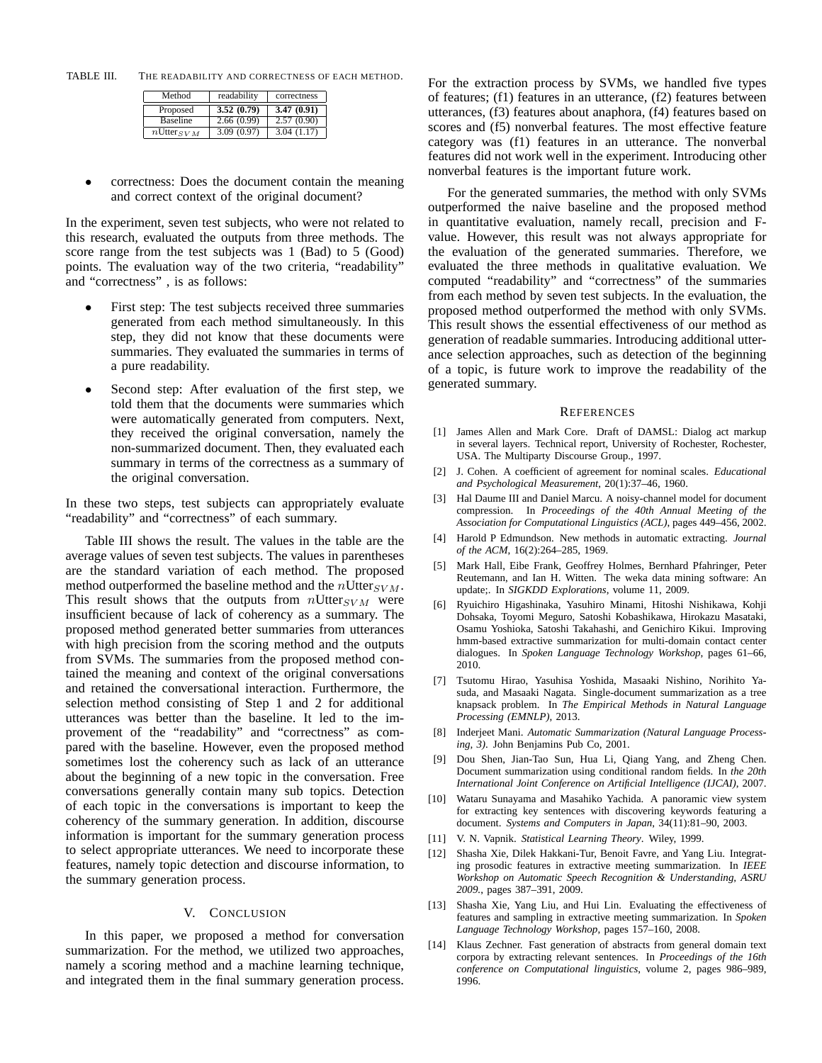TABLE III. THE READABILITY AND CORRECTNESS OF EACH METHOD.

| Method | readability | correctness |
|---|---|---|
| Proposed | **3.52 (0.79)** | **3.47 (0.91)** |
| Baseline | 2.66 (0.99) | 2.57 (0.90) |
| $n$Utter$_{SVM}$ | 3.09 (0.97) | 3.04 (1.17) |

- correctness: Does the document contain the meaning and correct context of the original document?

In the experiment, seven test subjects, who were not related to this research, evaluated the outputs from three methods. The score range from the test subjects was 1 (Bad) to 5 (Good) points. The evaluation way of the two criteria, "readability" and "correctness" , is as follows:

- First step: The test subjects received three summaries generated from each method simultaneously. In this step, they did not know that these documents were summaries. They evaluated the summaries in terms of a pure readability.
- Second step: After evaluation of the first step, we told them that the documents were summaries which were automatically generated from computers. Next, they received the original conversation, namely the non-summarized document. Then, they evaluated each summary in terms of the correctness as a summary of the original conversation.

In these two steps, test subjects can appropriately evaluate "readability" and "correctness" of each summary.

Table III shows the result. The values in the table are the average values of seven test subjects. The values in parentheses are the standard variation of each method. The proposed method outperformed the baseline method and the $n$Utter$_{SVM}$. This result shows that the outputs from $n$Utter$_{SVM}$ were insufficient because of lack of coherency as a summary. The proposed method generated better summaries from utterances with high precision from the scoring method and the outputs from SVMs. The summaries from the proposed method contained the meaning and context of the original conversations and retained the conversational interaction. Furthermore, the selection method consisting of Step 1 and 2 for additional utterances was better than the baseline. It led to the improvement of the "readability" and "correctness" as compared with the baseline. However, even the proposed method sometimes lost the coherency such as lack of an utterance about the beginning of a new topic in the conversation. Free conversations generally contain many sub topics. Detection of each topic in the conversations is important to keep the coherency of the summary generation. In addition, discourse information is important for the summary generation process to select appropriate utterances. We need to incorporate these features, namely topic detection and discourse information, to the summary generation process.

## V. CONCLUSION

In this paper, we proposed a method for conversation summarization. For the method, we utilized two approaches, namely a scoring method and a machine learning technique, and integrated them in the final summary generation process. For the extraction process by SVMs, we handled five types of features; (f1) features in an utterance, (f2) features between utterances, (f3) features about anaphora, (f4) features based on scores and (f5) nonverbal features. The most effective feature category was (f1) features in an utterance. The nonverbal features did not work well in the experiment. Introducing other nonverbal features is the important future work.

For the generated summaries, the method with only SVMs outperformed the naive baseline and the proposed method in quantitative evaluation, namely recall, precision and F-value. However, this result was not always appropriate for the evaluation of the generated summaries. Therefore, we evaluated the three methods in qualitative evaluation. We computed "readability" and "correctness" of the summaries from each method by seven test subjects. In the evaluation, the proposed method outperformed the method with only SVMs. This result shows the essential effectiveness of our method as generation of readable summaries. Introducing additional utterance selection approaches, such as detection of the beginning of a topic, is future work to improve the readability of the generated summary.

## REFERENCES

[1] James Allen and Mark Core. Draft of DAMSL: Dialog act markup in several layers. Technical report, University of Rochester, Rochester, USA. The Multiparty Discourse Group., 1997.

[2] J. Cohen. A coefficient of agreement for nominal scales. *Educational and Psychological Measurement*, 20(1):37–46, 1960.

[3] Hal Daume III and Daniel Marcu. A noisy-channel model for document compression. In *Proceedings of the 40th Annual Meeting of the Association for Computational Linguistics (ACL)*, pages 449–456, 2002.

[4] Harold P Edmundson. New methods in automatic extracting. *Journal of the ACM*, 16(2):264–285, 1969.

[5] Mark Hall, Eibe Frank, Geoffrey Holmes, Bernhard Pfahringer, Peter Reutemann, and Ian H. Witten. The weka data mining software: An update;. In *SIGKDD Explorations*, volume 11, 2009.

[6] Ryuichiro Higashinaka, Yasuhiro Minami, Hitoshi Nishikawa, Kohji Dohsaka, Toyomi Meguro, Satoshi Kobashikawa, Hirokazu Masataki, Osamu Yoshioka, Satoshi Takahashi, and Genichiro Kikui. Improving hmm-based extractive summarization for multi-domain contact center dialogues. In *Spoken Language Technology Workshop*, pages 61–66, 2010.

[7] Tsutomu Hirao, Yasuhisa Yoshida, Masaaki Nishino, Norihito Yasuda, and Masaaki Nagata. Single-document summarization as a tree knapsack problem. In *The Empirical Methods in Natural Language Processing (EMNLP)*, 2013.

[8] Inderjeet Mani. *Automatic Summarization (Natural Language Processing, 3)*. John Benjamins Pub Co, 2001.

[9] Dou Shen, Jian-Tao Sun, Hua Li, Qiang Yang, and Zheng Chen. Document summarization using conditional random fields. In *the 20th International Joint Conference on Artificial Intelligence (IJCAI)*, 2007.

[10] Wataru Sunayama and Masahiko Yachida. A panoramic view system for extracting key sentences with discovering keywords featuring a document. *Systems and Computers in Japan*, 34(11):81–90, 2003.

[11] V. N. Vapnik. *Statistical Learning Theory*. Wiley, 1999.

[12] Shasha Xie, Dilek Hakkani-Tur, Benoit Favre, and Yang Liu. Integrating prosodic features in extractive meeting summarization. In *IEEE Workshop on Automatic Speech Recognition & Understanding, ASRU 2009.*, pages 387–391, 2009.

[13] Shasha Xie, Yang Liu, and Hui Lin. Evaluating the effectiveness of features and sampling in extractive meeting summarization. In *Spoken Language Technology Workshop*, pages 157–160, 2008.

[14] Klaus Zechner. Fast generation of abstracts from general domain text corpora by extracting relevant sentences. In *Proceedings of the 16th conference on Computational linguistics*, volume 2, pages 986–989, 1996.